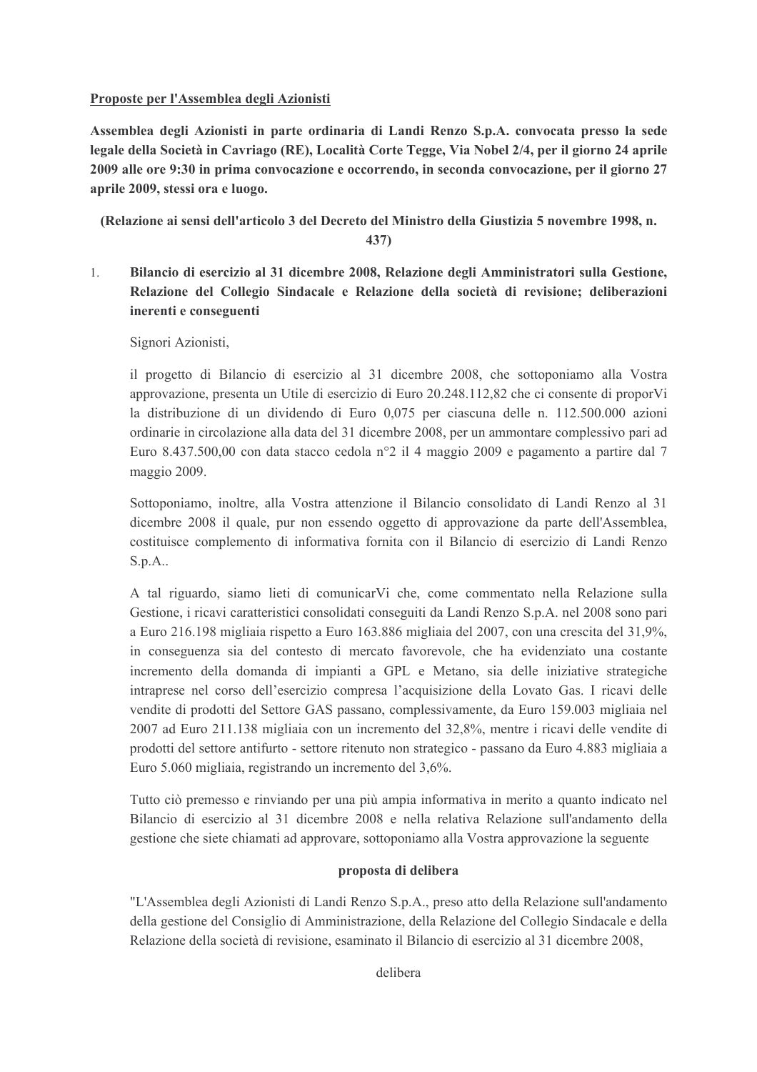**Proposte per l'Assemblea degli Azionisti**

**Assemblea degli Azionisti in parte ordinaria di Landi Renzo S.p.A. convocata presso la sede legale della Società in Cavriago (RE), Località Corte Tegge, Via Nobel 2/4, per il giorno 24 aprile 2009 alle ore 9:30 in prima convocazione e occorrendo, in seconda convocazione, per il giorno 27 aprile 2009, stessi ora e luogo.**

**(Relazione ai sensi dell'articolo 3 del Decreto del Ministro della Giustizia 5 novembre 1998, n. 437)**

1. **Bilancio di esercizio al 31 dicembre 2008, Relazione degli Amministratori sulla Gestione, Relazione del Collegio Sindacale e Relazione della società di revisione; deliberazioni inerenti e conseguenti**

Signori Azionisti,

il progetto di Bilancio di esercizio al 31 dicembre 2008, che sottoponiamo alla Vostra approvazione, presenta un Utile di esercizio di Euro 20.248.112,82 che ci consente di proporVi la distribuzione di un dividendo di Euro 0,075 per ciascuna delle n. 112.500.000 azioni ordinarie in circolazione alla data del 31 dicembre 2008, per un ammontare complessivo pari ad Euro 8.437.500,00 con data stacco cedola n°2 il 4 maggio 2009 e pagamento a partire dal 7 maggio 2009.

Sottoponiamo, inoltre, alla Vostra attenzione il Bilancio consolidato di Landi Renzo al 31 dicembre 2008 il quale, pur non essendo oggetto di approvazione da parte dell'Assemblea, costituisce complemento di informativa fornita con il Bilancio di esercizio di Landi Renzo S.p.A..

A tal riguardo, siamo lieti di comunicarVi che, come commentato nella Relazione sulla Gestione, i ricavi caratteristici consolidati conseguiti da Landi Renzo S.p.A. nel 2008 sono pari a Euro 216.198 migliaia rispetto a Euro 163.886 migliaia del 2007, con una crescita del 31,9%, in conseguenza sia del contesto di mercato favorevole, che ha evidenziato una costante incremento della domanda di impianti a GPL e Metano, sia delle iniziative strategiche intraprese nel corso dell'esercizio compresa l'acquisizione della Lovato Gas. I ricavi delle vendite di prodotti del Settore GAS passano, complessivamente, da Euro 159.003 migliaia nel 2007 ad Euro 211.138 migliaia con un incremento del 32,8%, mentre i ricavi delle vendite di prodotti del settore antifurto - settore ritenuto non strategico - passano da Euro 4.883 migliaia a Euro 5.060 migliaia, registrando un incremento del 3,6%.

Tutto ciò premesso e rinviando per una più ampia informativa in merito a quanto indicato nel Bilancio di esercizio al 31 dicembre 2008 e nella relativa Relazione sull'andamento della gestione che siete chiamati ad approvare, sottoponiamo alla Vostra approvazione la seguente

**proposta di delibera**

"L'Assemblea degli Azionisti di Landi Renzo S.p.A., preso atto della Relazione sull'andamento della gestione del Consiglio di Amministrazione, della Relazione del Collegio Sindacale e della Relazione della società di revisione, esaminato il Bilancio di esercizio al 31 dicembre 2008,

delibera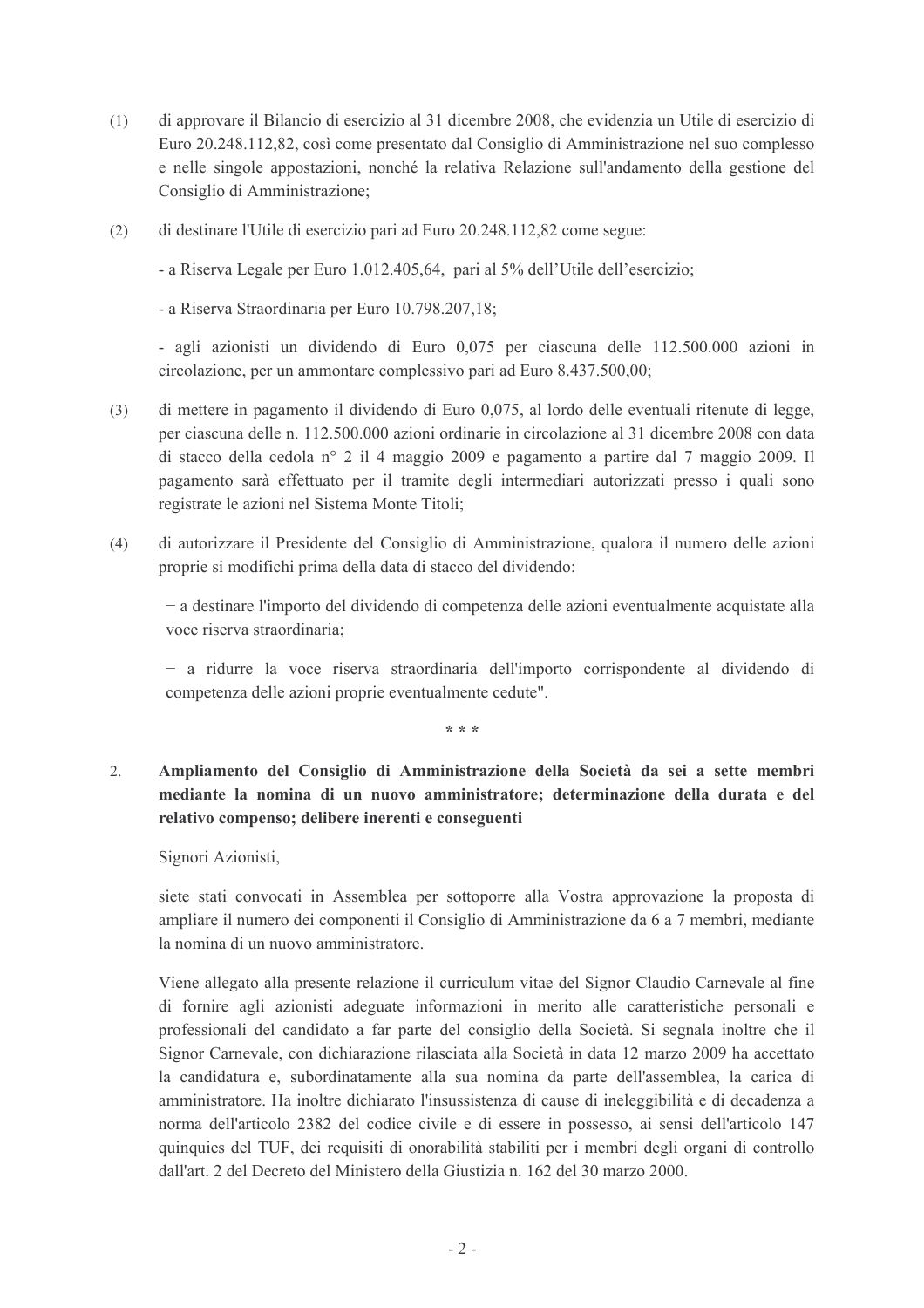(1) di approvare il Bilancio di esercizio al 31 dicembre 2008, che evidenzia un Utile di esercizio di Euro 20.248.112,82, così come presentato dal Consiglio di Amministrazione nel suo complesso e nelle singole appostazioni, nonché la relativa Relazione sull'andamento della gestione del Consiglio di Amministrazione;

(2) di destinare l'Utile di esercizio pari ad Euro 20.248.112,82 come segue:

- a Riserva Legale per Euro 1.012.405,64, pari al 5% dell'Utile dell'esercizio;

- a Riserva Straordinaria per Euro 10.798.207,18;

- agli azionisti un dividendo di Euro 0,075 per ciascuna delle 112.500.000 azioni in circolazione, per un ammontare complessivo pari ad Euro 8.437.500,00;

(3) di mettere in pagamento il dividendo di Euro 0,075, al lordo delle eventuali ritenute di legge, per ciascuna delle n. 112.500.000 azioni ordinarie in circolazione al 31 dicembre 2008 con data di stacco della cedola n° 2 il 4 maggio 2009 e pagamento a partire dal 7 maggio 2009. Il pagamento sarà effettuato per il tramite degli intermediari autorizzati presso i quali sono registrate le azioni nel Sistema Monte Titoli;

(4) di autorizzare il Presidente del Consiglio di Amministrazione, qualora il numero delle azioni proprie si modifichi prima della data di stacco del dividendo:

− a destinare l'importo del dividendo di competenza delle azioni eventualmente acquistate alla voce riserva straordinaria;

− a ridurre la voce riserva straordinaria dell'importo corrispondente al dividendo di competenza delle azioni proprie eventualmente cedute".

\* \* \*

## 2. Ampliamento del Consiglio di Amministrazione della Società da sei a sette membri mediante la nomina di un nuovo amministratore; determinazione della durata e del relativo compenso; delibere inerenti e conseguenti

Signori Azionisti,

siete stati convocati in Assemblea per sottoporre alla Vostra approvazione la proposta di ampliare il numero dei componenti il Consiglio di Amministrazione da 6 a 7 membri, mediante la nomina di un nuovo amministratore.

Viene allegato alla presente relazione il curriculum vitae del Signor Claudio Carnevale al fine di fornire agli azionisti adeguate informazioni in merito alle caratteristiche personali e professionali del candidato a far parte del consiglio della Società. Si segnala inoltre che il Signor Carnevale, con dichiarazione rilasciata alla Società in data 12 marzo 2009 ha accettato la candidatura e, subordinatamente alla sua nomina da parte dell'assemblea, la carica di amministratore. Ha inoltre dichiarato l'insussistenza di cause di ineleggibilità e di decadenza a norma dell'articolo 2382 del codice civile e di essere in possesso, ai sensi dell'articolo 147 quinquies del TUF, dei requisiti di onorabilità stabiliti per i membri degli organi di controllo dall'art. 2 del Decreto del Ministero della Giustizia n. 162 del 30 marzo 2000.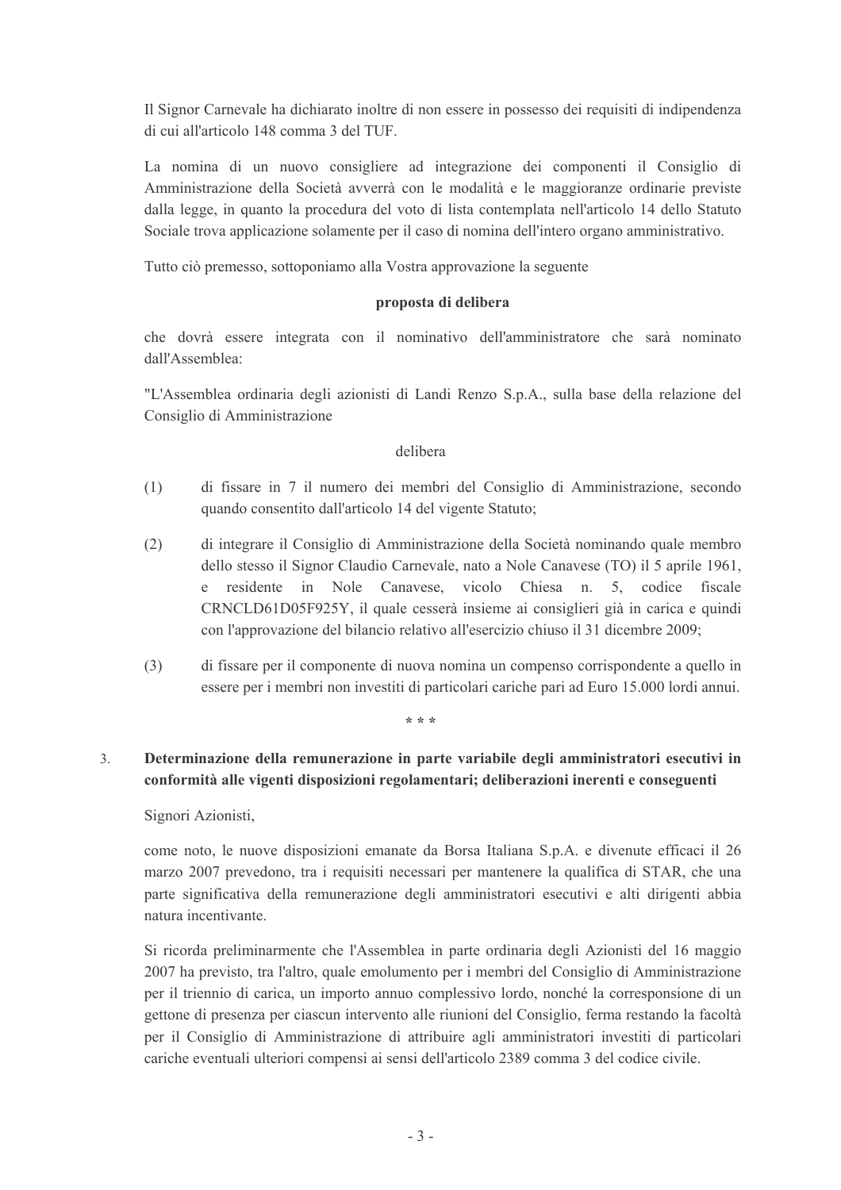Il Signor Carnevale ha dichiarato inoltre di non essere in possesso dei requisiti di indipendenza di cui all'articolo 148 comma 3 del TUF.

La nomina di un nuovo consigliere ad integrazione dei componenti il Consiglio di Amministrazione della Società avverrà con le modalità e le maggioranze ordinarie previste dalla legge, in quanto la procedura del voto di lista contemplata nell'articolo 14 dello Statuto Sociale trova applicazione solamente per il caso di nomina dell'intero organo amministrativo.

Tutto ciò premesso, sottoponiamo alla Vostra approvazione la seguente

**proposta di delibera**

che dovrà essere integrata con il nominativo dell'amministratore che sarà nominato dall'Assemblea:

"L'Assemblea ordinaria degli azionisti di Landi Renzo S.p.A., sulla base della relazione del Consiglio di Amministrazione

delibera

(1) di fissare in 7 il numero dei membri del Consiglio di Amministrazione, secondo quando consentito dall'articolo 14 del vigente Statuto;

(2) di integrare il Consiglio di Amministrazione della Società nominando quale membro dello stesso il Signor Claudio Carnevale, nato a Nole Canavese (TO) il 5 aprile 1961, e residente in Nole Canavese, vicolo Chiesa n. 5, codice fiscale CRNCLD61D05F925Y, il quale cesserà insieme ai consiglieri già in carica e quindi con l'approvazione del bilancio relativo all'esercizio chiuso il 31 dicembre 2009;

(3) di fissare per il componente di nuova nomina un compenso corrispondente a quello in essere per i membri non investiti di particolari cariche pari ad Euro 15.000 lordi annui.

\* \* \*

## 3. Determinazione della remunerazione in parte variabile degli amministratori esecutivi in conformità alle vigenti disposizioni regolamentari; deliberazioni inerenti e conseguenti

Signori Azionisti,

come noto, le nuove disposizioni emanate da Borsa Italiana S.p.A. e divenute efficaci il 26 marzo 2007 prevedono, tra i requisiti necessari per mantenere la qualifica di STAR, che una parte significativa della remunerazione degli amministratori esecutivi e alti dirigenti abbia natura incentivante.

Si ricorda preliminarmente che l'Assemblea in parte ordinaria degli Azionisti del 16 maggio 2007 ha previsto, tra l'altro, quale emolumento per i membri del Consiglio di Amministrazione per il triennio di carica, un importo annuo complessivo lordo, nonché la corresponsione di un gettone di presenza per ciascun intervento alle riunioni del Consiglio, ferma restando la facoltà per il Consiglio di Amministrazione di attribuire agli amministratori investiti di particolari cariche eventuali ulteriori compensi ai sensi dell'articolo 2389 comma 3 del codice civile.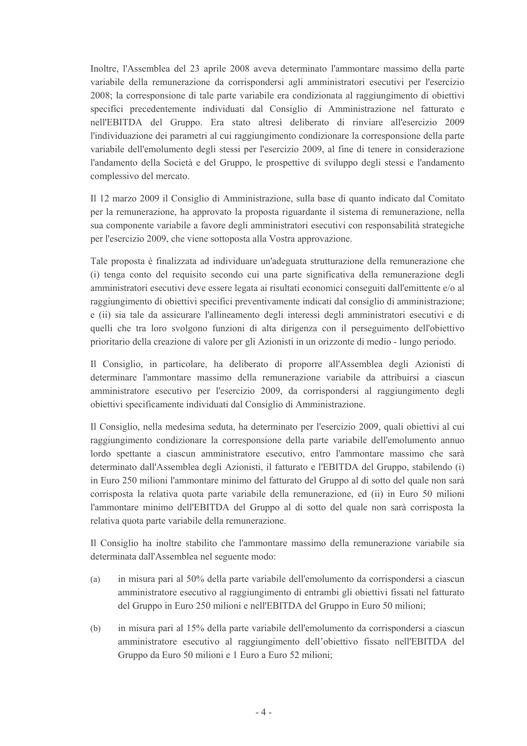Inoltre, l'Assemblea del 23 aprile 2008 aveva determinato l'ammontare massimo della parte variabile della remunerazione da corrispondersi agli amministratori esecutivi per l'esercizio 2008; la corresponsione di tale parte variabile era condizionata al raggiungimento di obiettivi specifici precedentemente individuati dal Consiglio di Amministrazione nel fatturato e nell'EBITDA del Gruppo. Era stato altresì deliberato di rinviare all'esercizio 2009 l'individuazione dei parametri al cui raggiungimento condizionare la corresponsione della parte variabile dell'emolumento degli stessi per l'esercizio 2009, al fine di tenere in considerazione l'andamento della Società e del Gruppo, le prospettive di sviluppo degli stessi e l'andamento complessivo del mercato.

Il 12 marzo 2009 il Consiglio di Amministrazione, sulla base di quanto indicato dal Comitato per la remunerazione, ha approvato la proposta riguardante il sistema di remunerazione, nella sua componente variabile a favore degli amministratori esecutivi con responsabilità strategiche per l'esercizio 2009, che viene sottoposta alla Vostra approvazione.

Tale proposta è finalizzata ad individuare un'adeguata strutturazione della remunerazione che (i) tenga conto del requisito secondo cui una parte significativa della remunerazione degli amministratori esecutivi deve essere legata ai risultati economici conseguiti dall'emittente e/o al raggiungimento di obiettivi specifici preventivamente indicati dal consiglio di amministrazione; e (ii) sia tale da assicurare l'allineamento degli interessi degli amministratori esecutivi e di quelli che tra loro svolgono funzioni di alta dirigenza con il perseguimento dell'obiettivo prioritario della creazione di valore per gli Azionisti in un orizzonte di medio - lungo periodo.

Il Consiglio, in particolare, ha deliberato di proporre all'Assemblea degli Azionisti di determinare l'ammontare massimo della remunerazione variabile da attribuirsi a ciascun amministratore esecutivo per l'esercizio 2009, da corrispondersi al raggiungimento degli obiettivi specificamente individuati dal Consiglio di Amministrazione.

Il Consiglio, nella medesima seduta, ha determinato per l'esercizio 2009, quali obiettivi al cui raggiungimento condizionare la corresponsione della parte variabile dell'emolumento annuo lordo spettante a ciascun amministratore esecutivo, entro l'ammontare massimo che sarà determinato dall'Assemblea degli Azionisti, il fatturato e l'EBITDA del Gruppo, stabilendo (i) in Euro 250 milioni l'ammontare minimo del fatturato del Gruppo al di sotto del quale non sarà corrisposta la relativa quota parte variabile della remunerazione, ed (ii) in Euro 50 milioni l'ammontare minimo dell'EBITDA del Gruppo al di sotto del quale non sarà corrisposta la relativa quota parte variabile della remunerazione.

Il Consiglio ha inoltre stabilito che l'ammontare massimo della remunerazione variabile sia determinata dall'Assemblea nel seguente modo:

(a) in misura pari al 50% della parte variabile dell'emolumento da corrispondersi a ciascun amministratore esecutivo al raggiungimento di entrambi gli obiettivi fissati nel fatturato del Gruppo in Euro 250 milioni e nell'EBITDA del Gruppo in Euro 50 milioni;

(b) in misura pari al 15% della parte variabile dell'emolumento da corrispondersi a ciascun amministratore esecutivo al raggiungimento dell'obiettivo fissato nell'EBITDA del Gruppo da Euro 50 milioni e 1 Euro a Euro 52 milioni;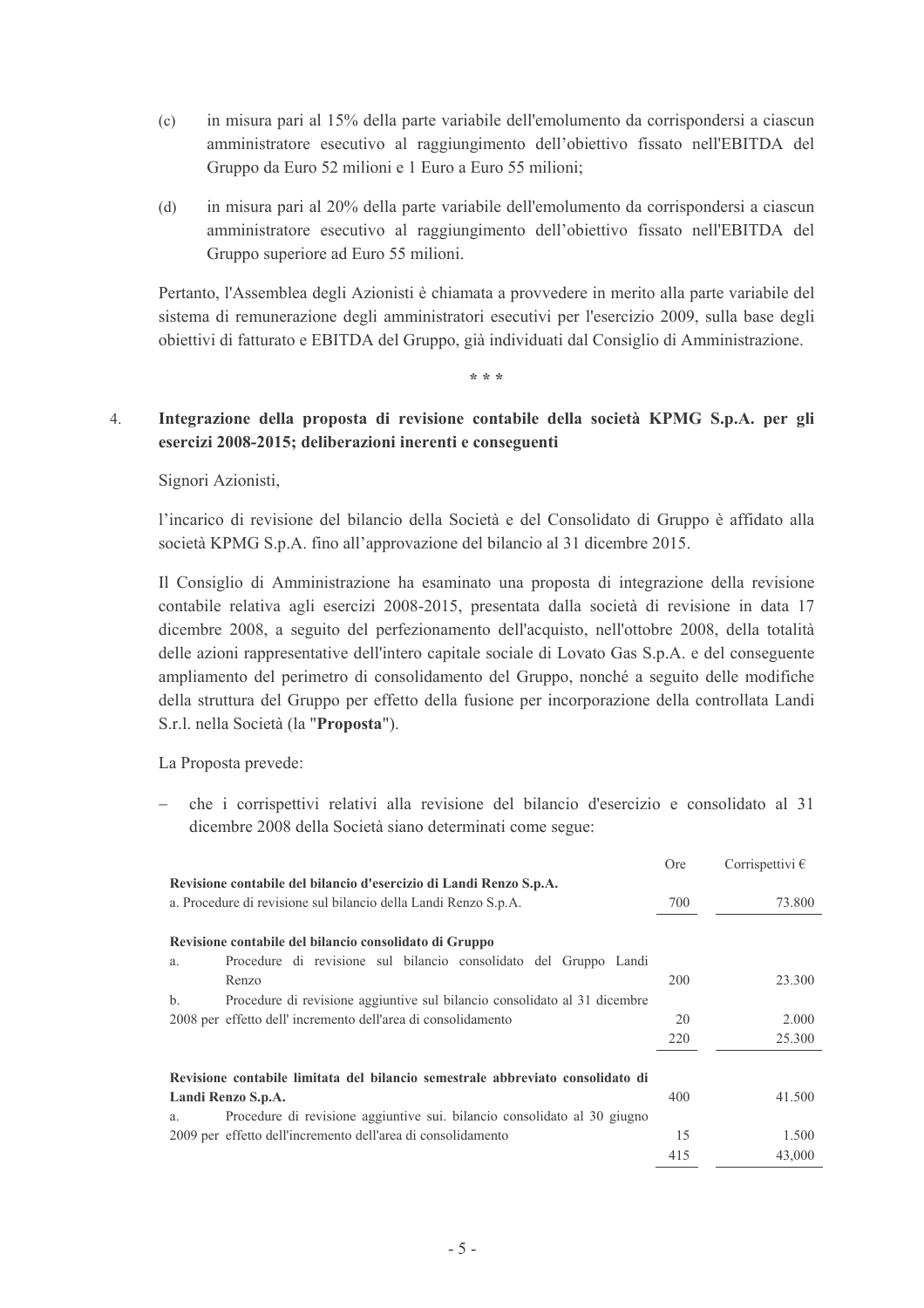(c) in misura pari al 15% della parte variabile dell'emolumento da corrispondersi a ciascun amministratore esecutivo al raggiungimento dell'obiettivo fissato nell'EBITDA del Gruppo da Euro 52 milioni e 1 Euro a Euro 55 milioni;

(d) in misura pari al 20% della parte variabile dell'emolumento da corrispondersi a ciascun amministratore esecutivo al raggiungimento dell'obiettivo fissato nell'EBITDA del Gruppo superiore ad Euro 55 milioni.

Pertanto, l'Assemblea degli Azionisti è chiamata a provvedere in merito alla parte variabile del sistema di remunerazione degli amministratori esecutivi per l'esercizio 2009, sulla base degli obiettivi di fatturato e EBITDA del Gruppo, già individuati dal Consiglio di Amministrazione.

\* \* \*

4. **Integrazione della proposta di revisione contabile della società KPMG S.p.A. per gli esercizi 2008-2015; deliberazioni inerenti e conseguenti**

Signori Azionisti,

l'incarico di revisione del bilancio della Società e del Consolidato di Gruppo è affidato alla società KPMG S.p.A. fino all'approvazione del bilancio al 31 dicembre 2015.

Il Consiglio di Amministrazione ha esaminato una proposta di integrazione della revisione contabile relativa agli esercizi 2008-2015, presentata dalla società di revisione in data 17 dicembre 2008, a seguito del perfezionamento dell'acquisto, nell'ottobre 2008, della totalità delle azioni rappresentative dell'intero capitale sociale di Lovato Gas S.p.A. e del conseguente ampliamento del perimetro di consolidamento del Gruppo, nonché a seguito delle modifiche della struttura del Gruppo per effetto della fusione per incorporazione della controllata Landi S.r.l. nella Società (la "**Proposta**").

La Proposta prevede:

- che i corrispettivi relativi alla revisione del bilancio d'esercizio e consolidato al 31 dicembre 2008 della Società siano determinati come segue:

| | Ore | Corrispettivi € |
|---|---|---|
| **Revisione contabile del bilancio d'esercizio di Landi Renzo S.p.A.** | | |
| a. Procedure di revisione sul bilancio della Landi Renzo S.p.A. | 700 | 73.800 |
| **Revisione contabile del bilancio consolidato di Gruppo** | | |
| a. Procedure di revisione sul bilancio consolidato del Gruppo Landi Renzo | 200 | 23.300 |
| b. Procedure di revisione aggiuntive sul bilancio consolidato al 31 dicembre 2008 per effetto dell' incremento dell'area di consolidamento | 20 | 2.000 |
| | 220 | 25.300 |
| **Revisione contabile limitata del bilancio semestrale abbreviato consolidato di Landi Renzo S.p.A.** | 400 | 41.500 |
| a. Procedure di revisione aggiuntive sui. bilancio consolidato al 30 giugno 2009 per effetto dell'incremento dell'area di consolidamento | 15 | 1.500 |
| | 415 | 43,000 |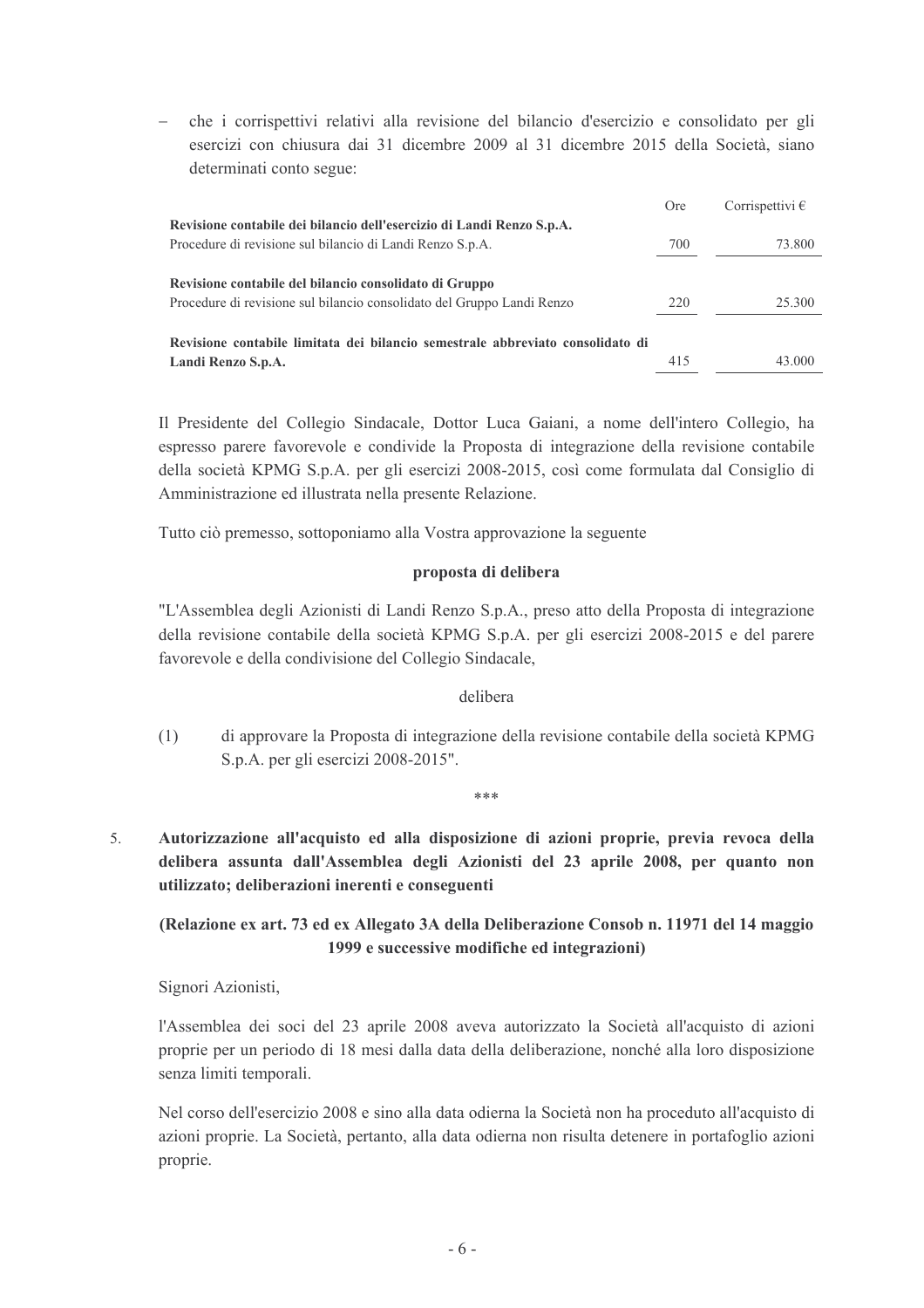- che i corrispettivi relativi alla revisione del bilancio d'esercizio e consolidato per gli esercizi con chiusura dai 31 dicembre 2009 al 31 dicembre 2015 della Società, siano determinati conto segue:

| | Ore | Corrispettivi € |
|---|---|---|
| **Revisione contabile dei bilancio dell'esercizio di Landi Renzo S.p.A.** | | |
| Procedure di revisione sul bilancio di Landi Renzo S.p.A. | 700 | 73.800 |
| **Revisione contabile del bilancio consolidato di Gruppo** | | |
| Procedure di revisione sul bilancio consolidato del Gruppo Landi Renzo | 220 | 25.300 |
| **Revisione contabile limitata dei bilancio semestrale abbreviato consolidato di Landi Renzo S.p.A.** | 415 | 43.000 |

Il Presidente del Collegio Sindacale, Dottor Luca Gaiani, a nome dell'intero Collegio, ha espresso parere favorevole e condivide la Proposta di integrazione della revisione contabile della società KPMG S.p.A. per gli esercizi 2008-2015, così come formulata dal Consiglio di Amministrazione ed illustrata nella presente Relazione.

Tutto ciò premesso, sottoponiamo alla Vostra approvazione la seguente

**proposta di delibera**

"L'Assemblea degli Azionisti di Landi Renzo S.p.A., preso atto della Proposta di integrazione della revisione contabile della società KPMG S.p.A. per gli esercizi 2008-2015 e del parere favorevole e della condivisione del Collegio Sindacale,

delibera

(1) di approvare la Proposta di integrazione della revisione contabile della società KPMG S.p.A. per gli esercizi 2008-2015".

***

5. **Autorizzazione all'acquisto ed alla disposizione di azioni proprie, previa revoca della delibera assunta dall'Assemblea degli Azionisti del 23 aprile 2008, per quanto non utilizzato; deliberazioni inerenti e conseguenti**

**(Relazione ex art. 73 ed ex Allegato 3A della Deliberazione Consob n. 11971 del 14 maggio 1999 e successive modifiche ed integrazioni)**

Signori Azionisti,

l'Assemblea dei soci del 23 aprile 2008 aveva autorizzato la Società all'acquisto di azioni proprie per un periodo di 18 mesi dalla data della deliberazione, nonché alla loro disposizione senza limiti temporali.

Nel corso dell'esercizio 2008 e sino alla data odierna la Società non ha proceduto all'acquisto di azioni proprie. La Società, pertanto, alla data odierna non risulta detenere in portafoglio azioni proprie.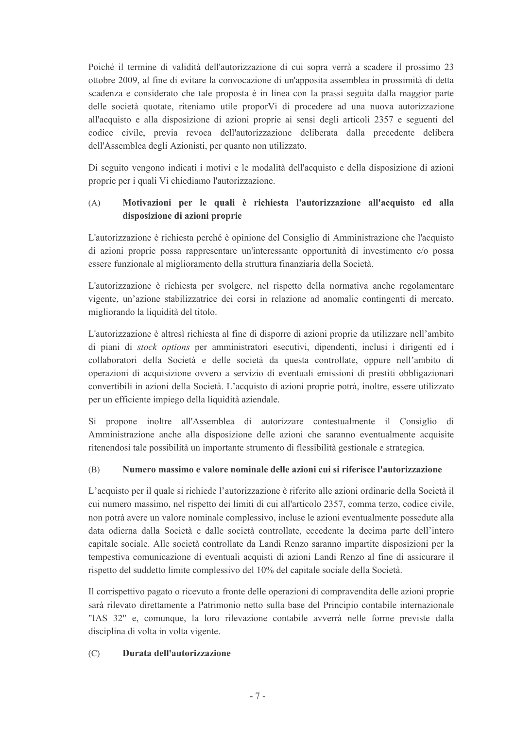Poiché il termine di validità dell'autorizzazione di cui sopra verrà a scadere il prossimo 23 ottobre 2009, al fine di evitare la convocazione di un'apposita assemblea in prossimità di detta scadenza e considerato che tale proposta è in linea con la prassi seguita dalla maggior parte delle società quotate, riteniamo utile proporVi di procedere ad una nuova autorizzazione all'acquisto e alla disposizione di azioni proprie ai sensi degli articoli 2357 e seguenti del codice civile, previa revoca dell'autorizzazione deliberata dalla precedente delibera dell'Assemblea degli Azionisti, per quanto non utilizzato.

Di seguito vengono indicati i motivi e le modalità dell'acquisto e della disposizione di azioni proprie per i quali Vi chiediamo l'autorizzazione.

### (A) Motivazioni per le quali è richiesta l'autorizzazione all'acquisto ed alla disposizione di azioni proprie

L'autorizzazione è richiesta perché è opinione del Consiglio di Amministrazione che l'acquisto di azioni proprie possa rappresentare un'interessante opportunità di investimento e/o possa essere funzionale al miglioramento della struttura finanziaria della Società.

L'autorizzazione è richiesta per svolgere, nel rispetto della normativa anche regolamentare vigente, un'azione stabilizzatrice dei corsi in relazione ad anomalie contingenti di mercato, migliorando la liquidità del titolo.

L'autorizzazione è altresì richiesta al fine di disporre di azioni proprie da utilizzare nell'ambito di piani di *stock options* per amministratori esecutivi, dipendenti, inclusi i dirigenti ed i collaboratori della Società e delle società da questa controllate, oppure nell'ambito di operazioni di acquisizione ovvero a servizio di eventuali emissioni di prestiti obbligazionari convertibili in azioni della Società. L'acquisto di azioni proprie potrà, inoltre, essere utilizzato per un efficiente impiego della liquidità aziendale.

Si propone inoltre all'Assemblea di autorizzare contestualmente il Consiglio di Amministrazione anche alla disposizione delle azioni che saranno eventualmente acquisite ritenendosi tale possibilità un importante strumento di flessibilità gestionale e strategica.

### (B) Numero massimo e valore nominale delle azioni cui si riferisce l'autorizzazione

L'acquisto per il quale si richiede l'autorizzazione è riferito alle azioni ordinarie della Società il cui numero massimo, nel rispetto dei limiti di cui all'articolo 2357, comma terzo, codice civile, non potrà avere un valore nominale complessivo, incluse le azioni eventualmente possedute alla data odierna dalla Società e dalle società controllate, eccedente la decima parte dell'intero capitale sociale. Alle società controllate da Landi Renzo saranno impartite disposizioni per la tempestiva comunicazione di eventuali acquisti di azioni Landi Renzo al fine di assicurare il rispetto del suddetto limite complessivo del 10% del capitale sociale della Società.

Il corrispettivo pagato o ricevuto a fronte delle operazioni di compravendita delle azioni proprie sarà rilevato direttamente a Patrimonio netto sulla base del Principio contabile internazionale "IAS 32" e, comunque, la loro rilevazione contabile avverrà nelle forme previste dalla disciplina di volta in volta vigente.

### (C) Durata dell'autorizzazione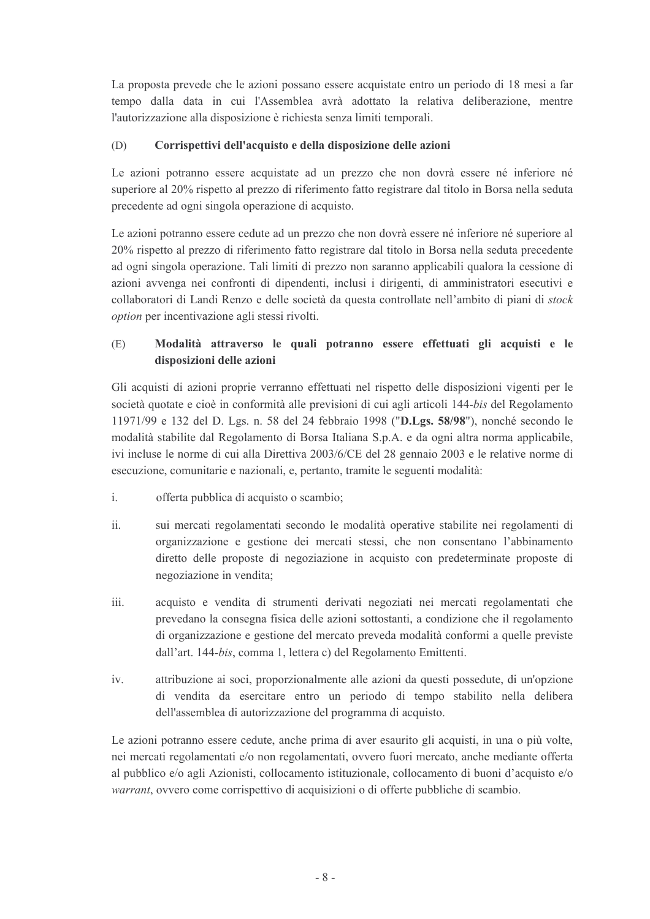La proposta prevede che le azioni possano essere acquistate entro un periodo di 18 mesi a far tempo dalla data in cui l'Assemblea avrà adottato la relativa deliberazione, mentre l'autorizzazione alla disposizione è richiesta senza limiti temporali.

### (D) Corrispettivi dell'acquisto e della disposizione delle azioni

Le azioni potranno essere acquistate ad un prezzo che non dovrà essere né inferiore né superiore al 20% rispetto al prezzo di riferimento fatto registrare dal titolo in Borsa nella seduta precedente ad ogni singola operazione di acquisto.

Le azioni potranno essere cedute ad un prezzo che non dovrà essere né inferiore né superiore al 20% rispetto al prezzo di riferimento fatto registrare dal titolo in Borsa nella seduta precedente ad ogni singola operazione. Tali limiti di prezzo non saranno applicabili qualora la cessione di azioni avvenga nei confronti di dipendenti, inclusi i dirigenti, di amministratori esecutivi e collaboratori di Landi Renzo e delle società da questa controllate nell'ambito di piani di *stock option* per incentivazione agli stessi rivolti.

### (E) Modalità attraverso le quali potranno essere effettuati gli acquisti e le disposizioni delle azioni

Gli acquisti di azioni proprie verranno effettuati nel rispetto delle disposizioni vigenti per le società quotate e cioè in conformità alle previsioni di cui agli articoli 144-*bis* del Regolamento 11971/99 e 132 del D. Lgs. n. 58 del 24 febbraio 1998 ("**D.Lgs. 58/98**"), nonché secondo le modalità stabilite dal Regolamento di Borsa Italiana S.p.A. e da ogni altra norma applicabile, ivi incluse le norme di cui alla Direttiva 2003/6/CE del 28 gennaio 2003 e le relative norme di esecuzione, comunitarie e nazionali, e, pertanto, tramite le seguenti modalità:

i. offerta pubblica di acquisto o scambio;

ii. sui mercati regolamentati secondo le modalità operative stabilite nei regolamenti di organizzazione e gestione dei mercati stessi, che non consentano l'abbinamento diretto delle proposte di negoziazione in acquisto con predeterminate proposte di negoziazione in vendita;

iii. acquisto e vendita di strumenti derivati negoziati nei mercati regolamentati che prevedano la consegna fisica delle azioni sottostanti, a condizione che il regolamento di organizzazione e gestione del mercato preveda modalità conformi a quelle previste dall'art. 144-*bis*, comma 1, lettera c) del Regolamento Emittenti.

iv. attribuzione ai soci, proporzionalmente alle azioni da questi possedute, di un'opzione di vendita da esercitare entro un periodo di tempo stabilito nella delibera dell'assemblea di autorizzazione del programma di acquisto.

Le azioni potranno essere cedute, anche prima di aver esaurito gli acquisti, in una o più volte, nei mercati regolamentati e/o non regolamentati, ovvero fuori mercato, anche mediante offerta al pubblico e/o agli Azionisti, collocamento istituzionale, collocamento di buoni d'acquisto e/o *warrant*, ovvero come corrispettivo di acquisizioni o di offerte pubbliche di scambio.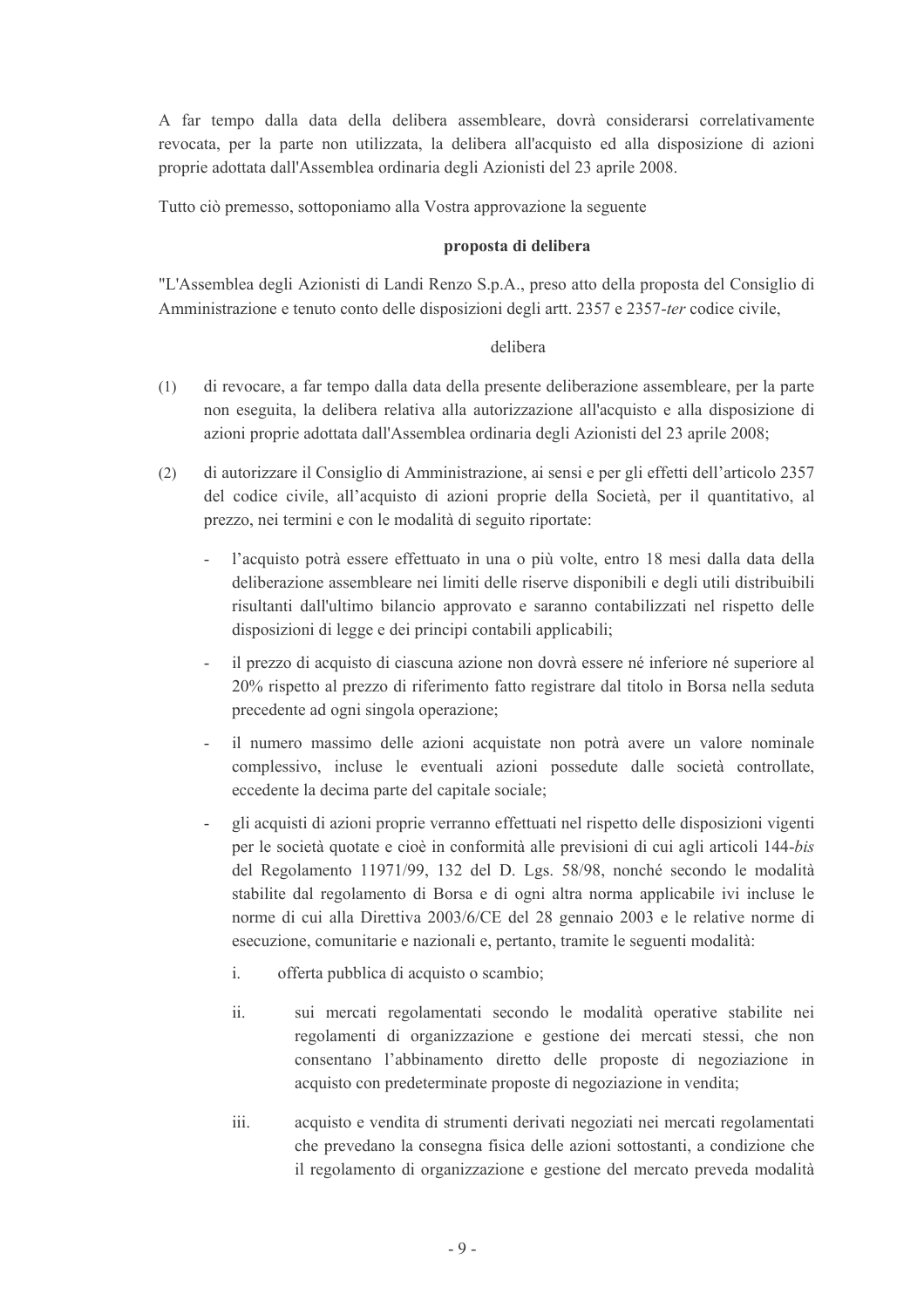A far tempo dalla data della delibera assembleare, dovrà considerarsi correlativamente revocata, per la parte non utilizzata, la delibera all'acquisto ed alla disposizione di azioni proprie adottata dall'Assemblea ordinaria degli Azionisti del 23 aprile 2008.

Tutto ciò premesso, sottoponiamo alla Vostra approvazione la seguente

**proposta di delibera**

"L'Assemblea degli Azionisti di Landi Renzo S.p.A., preso atto della proposta del Consiglio di Amministrazione e tenuto conto delle disposizioni degli artt. 2357 e 2357-*ter* codice civile,

delibera

(1) di revocare, a far tempo dalla data della presente deliberazione assembleare, per la parte non eseguita, la delibera relativa alla autorizzazione all'acquisto e alla disposizione di azioni proprie adottata dall'Assemblea ordinaria degli Azionisti del 23 aprile 2008;

(2) di autorizzare il Consiglio di Amministrazione, ai sensi e per gli effetti dell'articolo 2357 del codice civile, all'acquisto di azioni proprie della Società, per il quantitativo, al prezzo, nei termini e con le modalità di seguito riportate:

- l'acquisto potrà essere effettuato in una o più volte, entro 18 mesi dalla data della deliberazione assembleare nei limiti delle riserve disponibili e degli utili distribuibili risultanti dall'ultimo bilancio approvato e saranno contabilizzati nel rispetto delle disposizioni di legge e dei principi contabili applicabili;
- il prezzo di acquisto di ciascuna azione non dovrà essere né inferiore né superiore al 20% rispetto al prezzo di riferimento fatto registrare dal titolo in Borsa nella seduta precedente ad ogni singola operazione;
- il numero massimo delle azioni acquistate non potrà avere un valore nominale complessivo, incluse le eventuali azioni possedute dalle società controllate, eccedente la decima parte del capitale sociale;
- gli acquisti di azioni proprie verranno effettuati nel rispetto delle disposizioni vigenti per le società quotate e cioè in conformità alle previsioni di cui agli articoli 144-*bis* del Regolamento 11971/99, 132 del D. Lgs. 58/98, nonché secondo le modalità stabilite dal regolamento di Borsa e di ogni altra norma applicabile ivi incluse le norme di cui alla Direttiva 2003/6/CE del 28 gennaio 2003 e le relative norme di esecuzione, comunitarie e nazionali e, pertanto, tramite le seguenti modalità:

  i. offerta pubblica di acquisto o scambio;

  ii. sui mercati regolamentati secondo le modalità operative stabilite nei regolamenti di organizzazione e gestione dei mercati stessi, che non consentano l'abbinamento diretto delle proposte di negoziazione in acquisto con predeterminate proposte di negoziazione in vendita;

  iii. acquisto e vendita di strumenti derivati negoziati nei mercati regolamentati che prevedano la consegna fisica delle azioni sottostanti, a condizione che il regolamento di organizzazione e gestione del mercato preveda modalità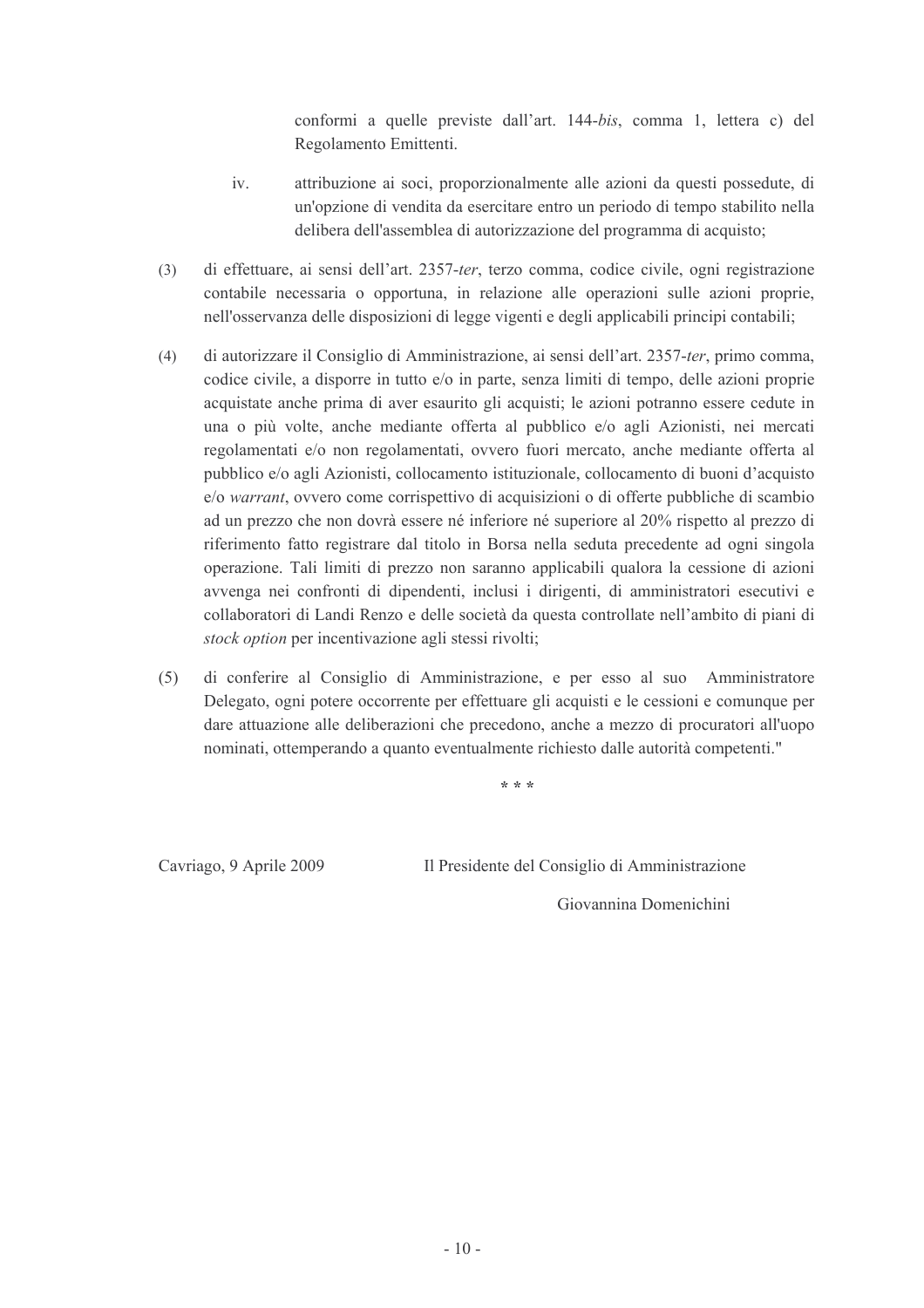conformi a quelle previste dall'art. 144-*bis*, comma 1, lettera c) del Regolamento Emittenti.

iv. attribuzione ai soci, proporzionalmente alle azioni da questi possedute, di un'opzione di vendita da esercitare entro un periodo di tempo stabilito nella delibera dell'assemblea di autorizzazione del programma di acquisto;

(3) di effettuare, ai sensi dell'art. 2357-*ter*, terzo comma, codice civile, ogni registrazione contabile necessaria o opportuna, in relazione alle operazioni sulle azioni proprie, nell'osservanza delle disposizioni di legge vigenti e degli applicabili principi contabili;

(4) di autorizzare il Consiglio di Amministrazione, ai sensi dell'art. 2357-*ter*, primo comma, codice civile, a disporre in tutto e/o in parte, senza limiti di tempo, delle azioni proprie acquistate anche prima di aver esaurito gli acquisti; le azioni potranno essere cedute in una o più volte, anche mediante offerta al pubblico e/o agli Azionisti, nei mercati regolamentati e/o non regolamentati, ovvero fuori mercato, anche mediante offerta al pubblico e/o agli Azionisti, collocamento istituzionale, collocamento di buoni d'acquisto e/o *warrant*, ovvero come corrispettivo di acquisizioni o di offerte pubbliche di scambio ad un prezzo che non dovrà essere né inferiore né superiore al 20% rispetto al prezzo di riferimento fatto registrare dal titolo in Borsa nella seduta precedente ad ogni singola operazione. Tali limiti di prezzo non saranno applicabili qualora la cessione di azioni avvenga nei confronti di dipendenti, inclusi i dirigenti, di amministratori esecutivi e collaboratori di Landi Renzo e delle società da questa controllate nell'ambito di piani di *stock option* per incentivazione agli stessi rivolti;

(5) di conferire al Consiglio di Amministrazione, e per esso al suo Amministratore Delegato, ogni potere occorrente per effettuare gli acquisti e le cessioni e comunque per dare attuazione alle deliberazioni che precedono, anche a mezzo di procuratori all'uopo nominati, ottemperando a quanto eventualmente richiesto dalle autorità competenti."

\* \* \*

Cavriago, 9 Aprile 2009

Il Presidente del Consiglio di Amministrazione

Giovannina Domenichini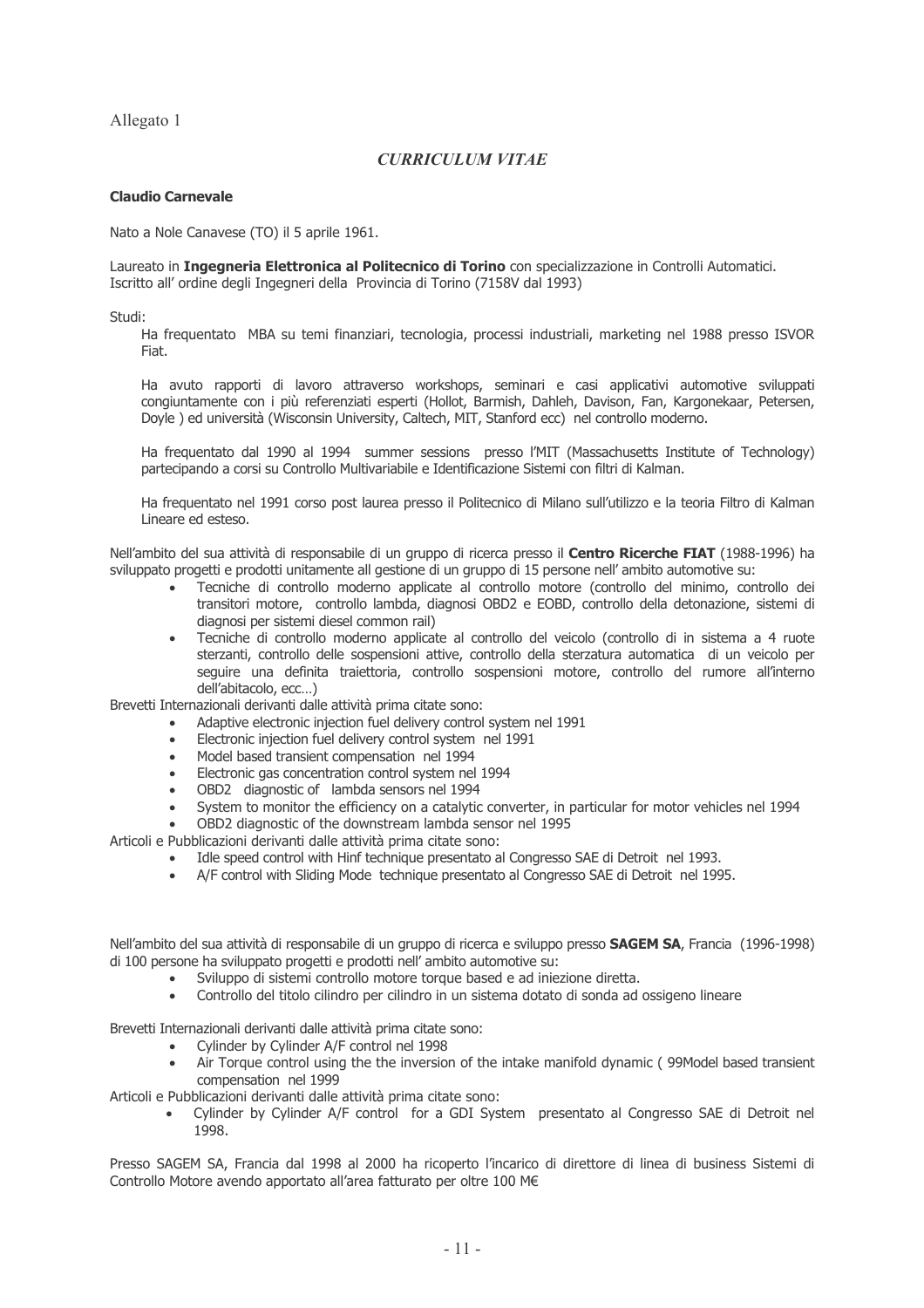Allegato 1

## *CURRICULUM VITAE*

**Claudio Carnevale**

Nato a Nole Canavese (TO) il 5 aprile 1961.

Laureato in **Ingegneria Elettronica al Politecnico di Torino** con specializzazione in Controlli Automatici.
Iscritto all' ordine degli Ingegneri della Provincia di Torino (7158V dal 1993)

Studi:

Ha frequentato MBA su temi finanziari, tecnologia, processi industriali, marketing nel 1988 presso ISVOR Fiat.

Ha avuto rapporti di lavoro attraverso workshops, seminari e casi applicativi automotive sviluppati congiuntamente con i più referenziati esperti (Hollot, Barmish, Dahleh, Davison, Fan, Kargonekaar, Petersen, Doyle ) ed università (Wisconsin University, Caltech, MIT, Stanford ecc) nel controllo moderno.

Ha frequentato dal 1990 al 1994 summer sessions presso l'MIT (Massachusetts Institute of Technology) partecipando a corsi su Controllo Multivariabile e Identificazione Sistemi con filtri di Kalman.

Ha frequentato nel 1991 corso post laurea presso il Politecnico di Milano sull'utilizzo e la teoria Filtro di Kalman Lineare ed esteso.

Nell'ambito del sua attività di responsabile di un gruppo di ricerca presso il **Centro Ricerche FIAT** (1988-1996) ha sviluppato progetti e prodotti unitamente all gestione di un gruppo di 15 persone nell' ambito automotive su:

- Tecniche di controllo moderno applicate al controllo motore (controllo del minimo, controllo dei transitori motore, controllo lambda, diagnosi OBD2 e EOBD, controllo della detonazione, sistemi di diagnosi per sistemi diesel common rail)
- Tecniche di controllo moderno applicate al controllo del veicolo (controllo di in sistema a 4 ruote sterzanti, controllo delle sospensioni attive, controllo della sterzatura automatica di un veicolo per seguire una definita traiettoria, controllo sospensioni motore, controllo del rumore all'interno dell'abitacolo, ecc…)

Brevetti Internazionali derivanti dalle attività prima citate sono:

- Adaptive electronic injection fuel delivery control system nel 1991
- Electronic injection fuel delivery control system nel 1991
- Model based transient compensation nel 1994
- Electronic gas concentration control system nel 1994
- OBD2 diagnostic of lambda sensors nel 1994
- System to monitor the efficiency on a catalytic converter, in particular for motor vehicles nel 1994
- OBD2 diagnostic of the downstream lambda sensor nel 1995

Articoli e Pubblicazioni derivanti dalle attività prima citate sono:

- Idle speed control with Hinf technique presentato al Congresso SAE di Detroit nel 1993.
- A/F control with Sliding Mode technique presentato al Congresso SAE di Detroit nel 1995.

Nell'ambito del sua attività di responsabile di un gruppo di ricerca e sviluppo presso **SAGEM SA**, Francia (1996-1998) di 100 persone ha sviluppato progetti e prodotti unitamente all gestione di un gruppo di 15 persone nell' ambito automotive su:

- Sviluppo di sistemi controllo motore torque based e ad iniezione diretta.
- Controllo del titolo cilindro per cilindro in un sistema dotato di sonda ad ossigeno lineare

Brevetti Internazionali derivanti dalle attività prima citate sono:

- Cylinder by Cylinder A/F control nel 1998
- Air Torque control using the the inversion of the intake manifold dynamic ( 99Model based transient compensation nel 1999

Articoli e Pubblicazioni derivanti dalle attività prima citate sono:

- Cylinder by Cylinder A/F control for a GDI System presentato al Congresso SAE di Detroit nel 1998.

Presso SAGEM SA, Francia dal 1998 al 2000 ha ricoperto l'incarico di direttore di linea di business Sistemi di Controllo Motore avendo apportato all'area fatturato per oltre 100 M€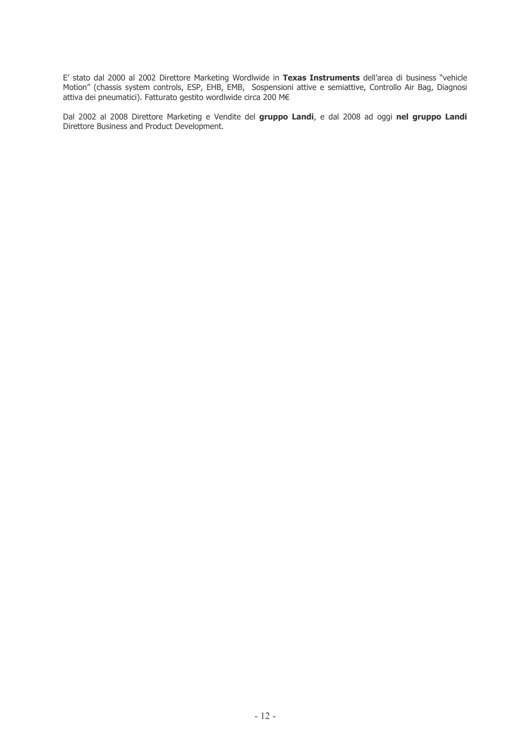E' stato dal 2000 al 2002 Direttore Marketing Wordlwide in **Texas Instruments** dell'area di business "vehicle Motion" (chassis system controls, ESP, EHB, EMB, Sospensioni attive e semiattive, Controllo Air Bag, Diagnosi attiva dei pneumatici). Fatturato gestito wordlwide circa 200 M€

Dal 2002 al 2008 Direttore Marketing e Vendite del **gruppo Landi**, e dal 2008 ad oggi **nel gruppo Landi** Direttore Business and Product Development.